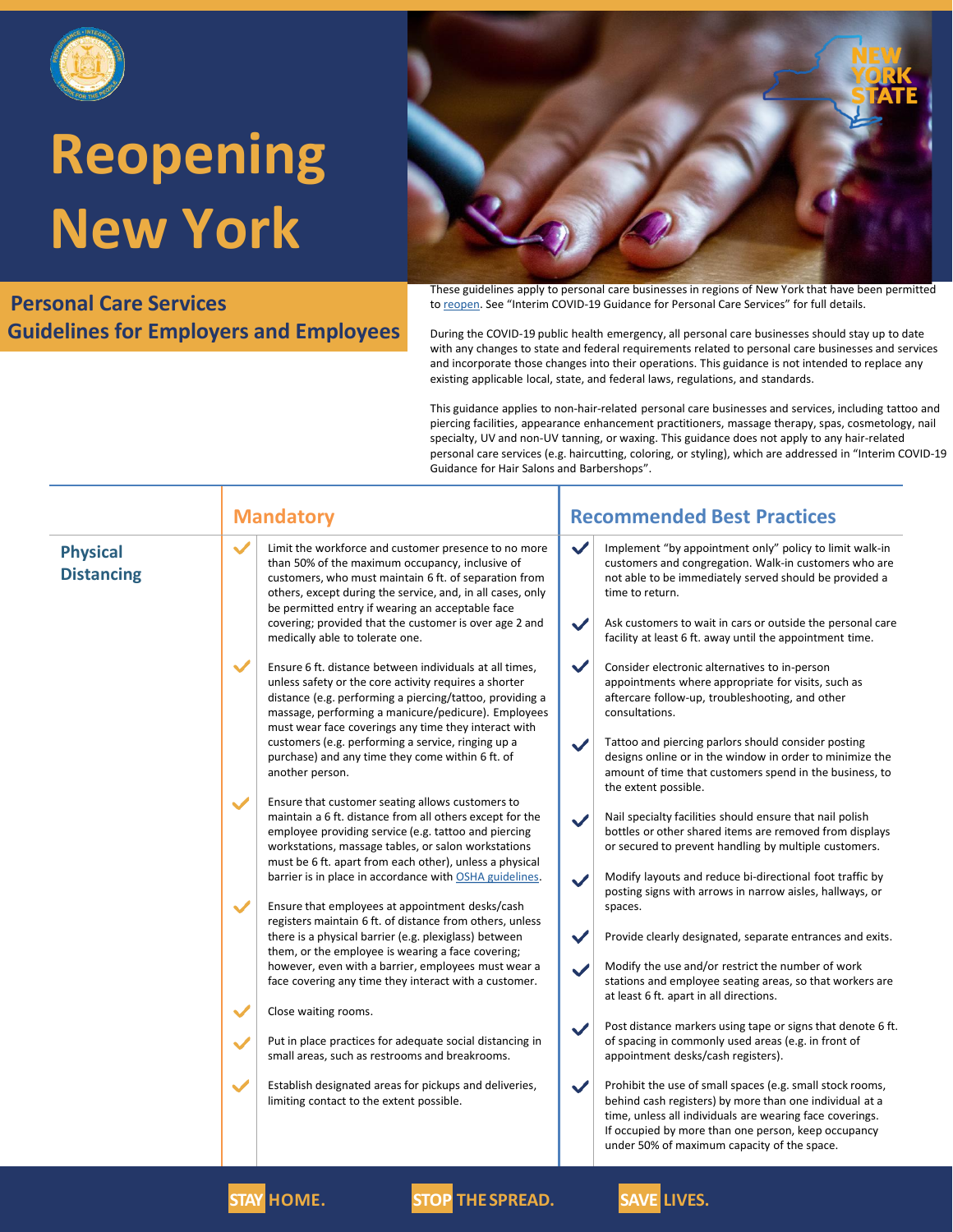# Reopening New York

## Personal Care Services Guidelines for Employers and Employees

These guidelines apply to personal care businesses in regions of New York that have been permitted to reopen. See "Interim COVID-19 Guidance for Personal Care Services" for full details.

During the COVID-19 public health emergency, all personal care businesses should stay up to date with any changes to state and federal requirements related to personal care businesses and services and incorporate those changes into their operations. This guidance is not intended to replace any existing applicable local, state, and federal laws, regulations, and standards.

This guidance applies to non-hair-related personal care businesses and services, including tattoo and piercing facilities, appearance enhancement practitioners, massage therapy, spas, cosmetology, nail specialty, UV and non-UV tanning, or waxing. This guidance does not apply to any hair-related personal care services (e.g. haircutting, coloring, or styling), which are addressed in "Interim COVID-19 Guidance for Hair Salons and Barbershops".

| | Mandatory | Recommended Best Practices |
|---|---|---|
| **Physical Distancing** | ✔ Limit the workforce and customer presence to no more than 50% of the maximum occupancy, inclusive of customers, who must maintain 6 ft. of separation from others, except during the service, and, in all cases, only be permitted entry if wearing an acceptable face covering; provided that the customer is over age 2 and medically able to tolerate one.<br><br>✔ Ensure 6 ft. distance between individuals at all times, unless safety or the core activity requires a shorter distance (e.g. performing a piercing/tattoo, providing a massage, performing a manicure/pedicure). Employees must wear face coverings any time they interact with customers (e.g. performing a service, ringing up a purchase) and any time they come within 6 ft. of another person.<br><br>✔ Ensure that customer seating allows customers to maintain a 6 ft. distance from all others except for the employee providing service (e.g. tattoo and piercing workstations, massage tables, or salon workstations must be 6 ft. apart from each other), unless a physical barrier is in place in accordance with OSHA guidelines.<br><br>✔ Ensure that employees at appointment desks/cash registers maintain 6 ft. of distance from others, unless there is a physical barrier (e.g. plexiglass) between them, or the employee is wearing a face covering; however, even with a barrier, employees must wear a face covering any time they interact with a customer.<br><br>✔ Close waiting rooms.<br><br>✔ Put in place practices for adequate social distancing in small areas, such as restrooms and breakrooms.<br><br>✔ Establish designated areas for pickups and deliveries, limiting contact to the extent possible. | ✔ Implement "by appointment only" policy to limit walk-in customers and congregation. Walk-in customers who are not able to be immediately served should be provided a time to return.<br><br>✔ Ask customers to wait in cars or outside the personal care facility at least 6 ft. away until the appointment time.<br><br>✔ Consider electronic alternatives to in-person appointments where appropriate for visits, such as aftercare follow-up, troubleshooting, and other consultations.<br><br>✔ Tattoo and piercing parlors should consider posting designs online or in the window in order to minimize the amount of time that customers spend in the business, to the extent possible.<br><br>✔ Nail specialty facilities should ensure that nail polish bottles or other shared items are removed from displays or secured to prevent handling by multiple customers.<br><br>✔ Modify layouts and reduce bi-directional foot traffic by posting signs with arrows in narrow aisles, hallways, or spaces.<br><br>✔ Provide clearly designated, separate entrances and exits.<br><br>✔ Modify the use and/or restrict the number of work stations and employee seating areas, so that workers are at least 6 ft. apart in all directions.<br><br>✔ Post distance markers using tape or signs that denote 6 ft. of spacing in commonly used areas (e.g. in front of appointment desks/cash registers).<br><br>✔ Prohibit the use of small spaces (e.g. small stock rooms, behind cash registers) by more than one individual at a time, unless all individuals are wearing face coverings. If occupied by more than one person, keep occupancy under 50% of maximum capacity of the space. |

STAY HOME. STOP THE SPREAD. SAVE LIVES.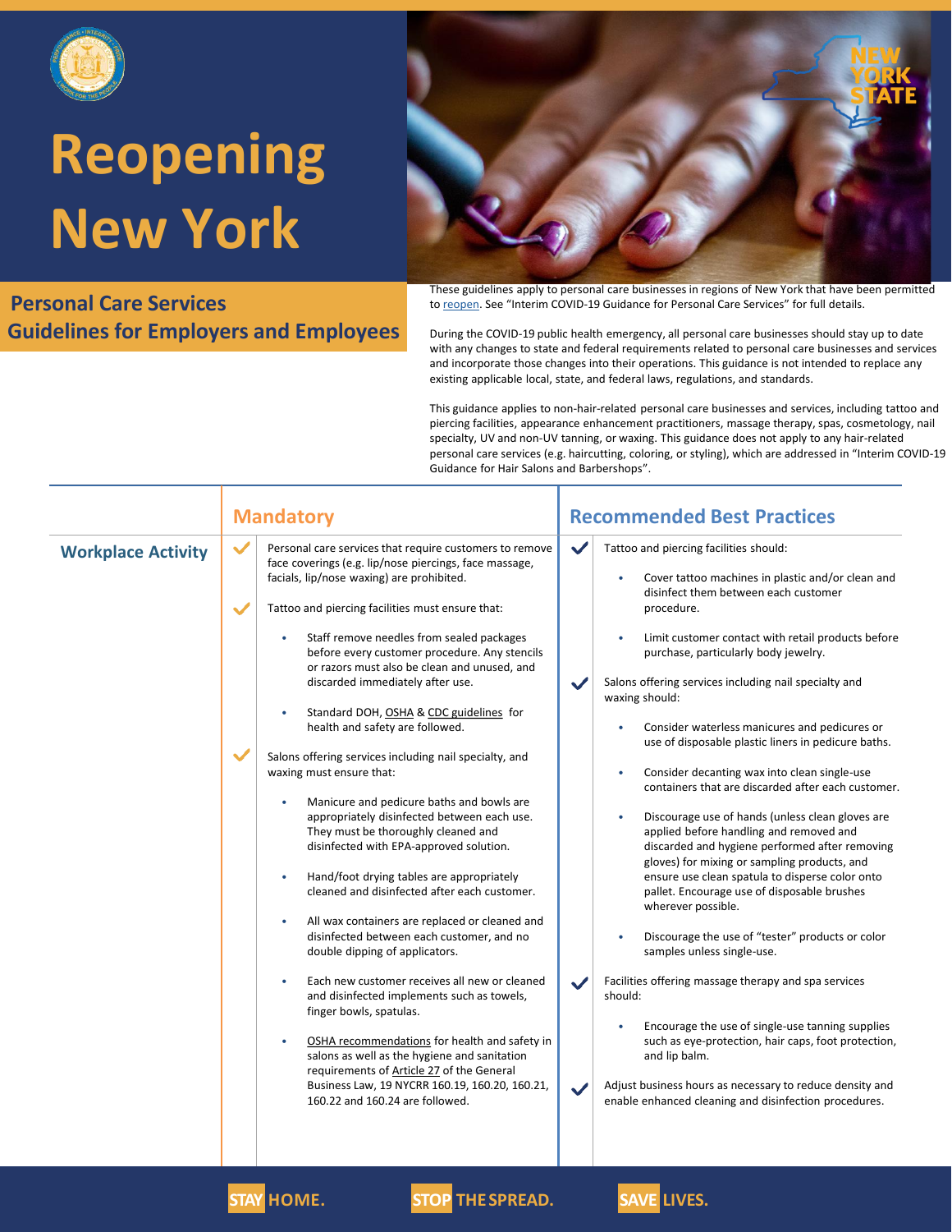# Reopening New York

## Personal Care Services Guidelines for Employers and Employees

These guidelines apply to personal care businesses in regions of New York that have been permitted to reopen. See "Interim COVID-19 Guidance for Personal Care Services" for full details.

During the COVID-19 public health emergency, all personal care businesses should stay up to date with any changes to state and federal requirements related to personal care businesses and services and incorporate those changes into their operations. This guidance is not intended to replace any existing applicable local, state, and federal laws, regulations, and standards.

This guidance applies to non-hair-related personal care businesses and services, including tattoo and piercing facilities, appearance enhancement practitioners, massage therapy, spas, cosmetology, nail specialty, UV and non-UV tanning, or waxing. This guidance does not apply to any hair-related personal care services (e.g. haircutting, coloring, or styling), which are addressed in "Interim COVID-19 Guidance for Hair Salons and Barbershops".

## Workplace Activity

### Mandatory

- ✓ Personal care services that require customers to remove face coverings (e.g. lip/nose piercings, face massage, facials, lip/nose waxing) are prohibited.
- ✓ Tattoo and piercing facilities must ensure that:
  - Staff remove needles from sealed packages before every customer procedure. Any stencils or razors must also be clean and unused, and discarded immediately after use.
  - Standard DOH, OSHA & CDC guidelines for health and safety are followed.
- ✓ Salons offering services including nail specialty, and waxing must ensure that:
  - Manicure and pedicure baths and bowls are appropriately disinfected between each use. They must be thoroughly cleaned and disinfected with EPA-approved solution.
  - Hand/foot drying tables are appropriately cleaned and disinfected after each customer.
  - All wax containers are replaced or cleaned and disinfected between each customer, and no double dipping of applicators.
  - Each new customer receives all new or cleaned and disinfected implements such as towels, finger bowls, spatulas.
  - OSHA recommendations for health and safety in salons as well as the hygiene and sanitation requirements of Article 27 of the General Business Law, 19 NYCRR 160.19, 160.20, 160.21, 160.22 and 160.24 are followed.

### Recommended Best Practices

- ✓ Tattoo and piercing facilities should:
  - Cover tattoo machines in plastic and/or clean and disinfect them between each customer procedure.
  - Limit customer contact with retail products before purchase, particularly body jewelry.
- ✓ Salons offering services including nail specialty and waxing should:
  - Consider waterless manicures and pedicures or use of disposable plastic liners in pedicure baths.
  - Consider decanting wax into clean single-use containers that are discarded after each customer.
  - Discourage use of hands (unless clean gloves are applied before handling and removed and discarded and hygiene performed after removing gloves) for mixing or sampling products, and ensure use clean spatula to disperse color onto pallet. Encourage use of disposable brushes wherever possible.
  - Discourage the use of "tester" products or color samples unless single-use.
- ✓ Facilities offering massage therapy and spa services should:
  - Encourage the use of single-use tanning supplies such as eye-protection, hair caps, foot protection, and lip balm.
- ✓ Adjust business hours as necessary to reduce density and enable enhanced cleaning and disinfection procedures.

**STAY HOME. STOP THE SPREAD. SAVE LIVES.**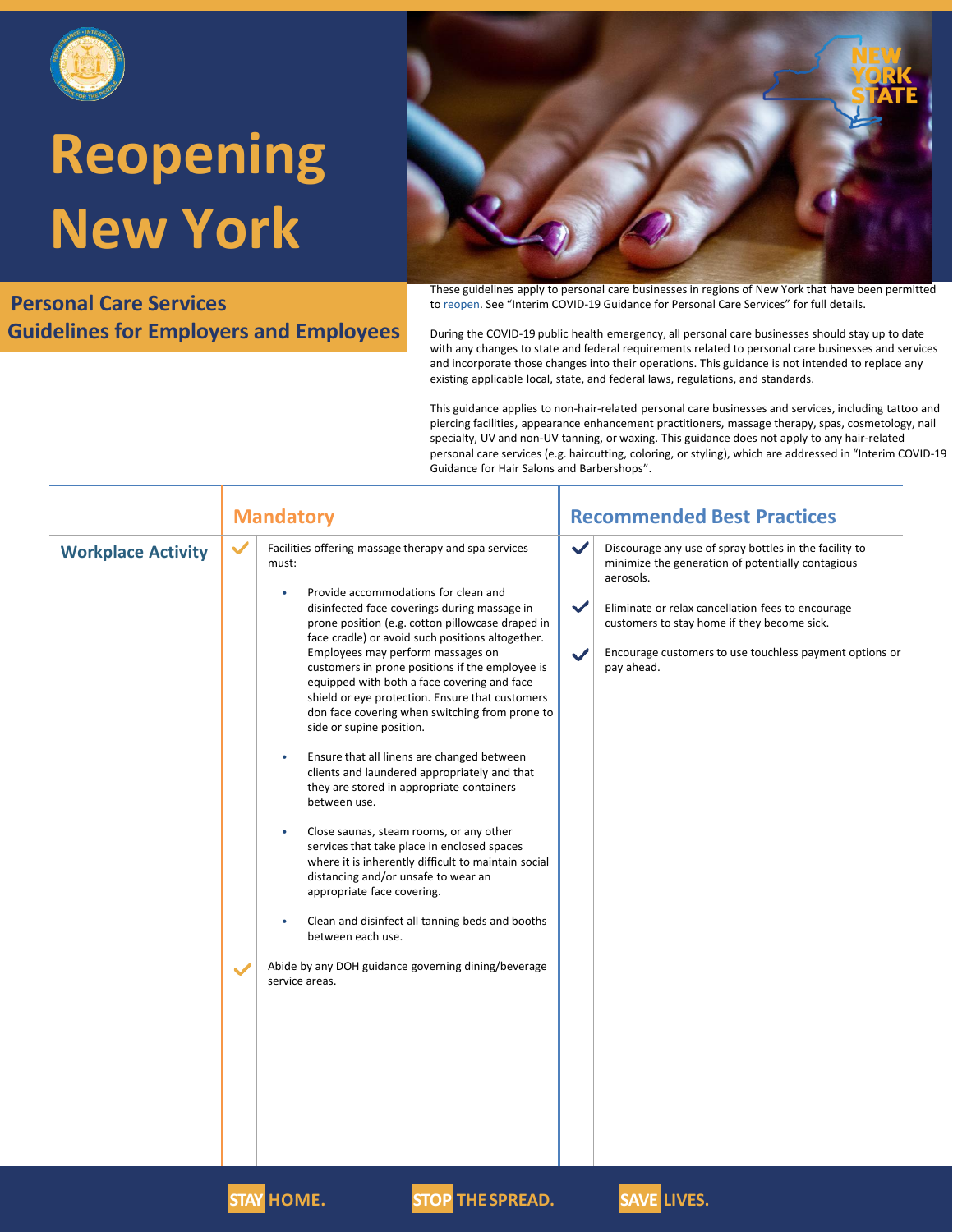# Reopening New York

## Personal Care Services Guidelines for Employers and Employees

These guidelines apply to personal care businesses in regions of New York that have been permitted to reopen. See "Interim COVID-19 Guidance for Personal Care Services" for full details.

During the COVID-19 public health emergency, all personal care businesses should stay up to date with any changes to state and federal requirements related to personal care businesses and services and incorporate those changes into their operations. This guidance is not intended to replace any existing applicable local, state, and federal laws, regulations, and standards.

This guidance applies to non-hair-related personal care businesses and services, including tattoo and piercing facilities, appearance enhancement practitioners, massage therapy, spas, cosmetology, nail specialty, UV and non-UV tanning, or waxing. This guidance does not apply to any hair-related personal care services (e.g. haircutting, coloring, or styling), which are addressed in "Interim COVID-19 Guidance for Hair Salons and Barbershops".

| | Mandatory | Recommended Best Practices |
|---|---|---|
| **Workplace Activity** | ✔ Facilities offering massage therapy and spa services must:<br>• Provide accommodations for clean and disinfected face coverings during massage in prone position (e.g. cotton pillowcase draped in face cradle) or avoid such positions altogether. Employees may perform massages on customers in prone positions if the employee is equipped with both a face covering and face shield or eye protection. Ensure that customers don face covering when switching from prone to side or supine position.<br>• Ensure that all linens are changed between clients and laundered appropriately and that they are stored in appropriate containers between use.<br>• Close saunas, steam rooms, or any other services that take place in enclosed spaces where it is inherently difficult to maintain social distancing and/or unsafe to wear an appropriate face covering.<br>• Clean and disinfect all tanning beds and booths between each use.<br><br>✔ Abide by any DOH guidance governing dining/beverage service areas. | ✔ Discourage any use of spray bottles in the facility to minimize the generation of potentially contagious aerosols.<br><br>✔ Eliminate or relax cancellation fees to encourage customers to stay home if they become sick.<br><br>✔ Encourage customers to use touchless payment options or pay ahead. |

**STAY HOME. STOP THE SPREAD. SAVE LIVES.**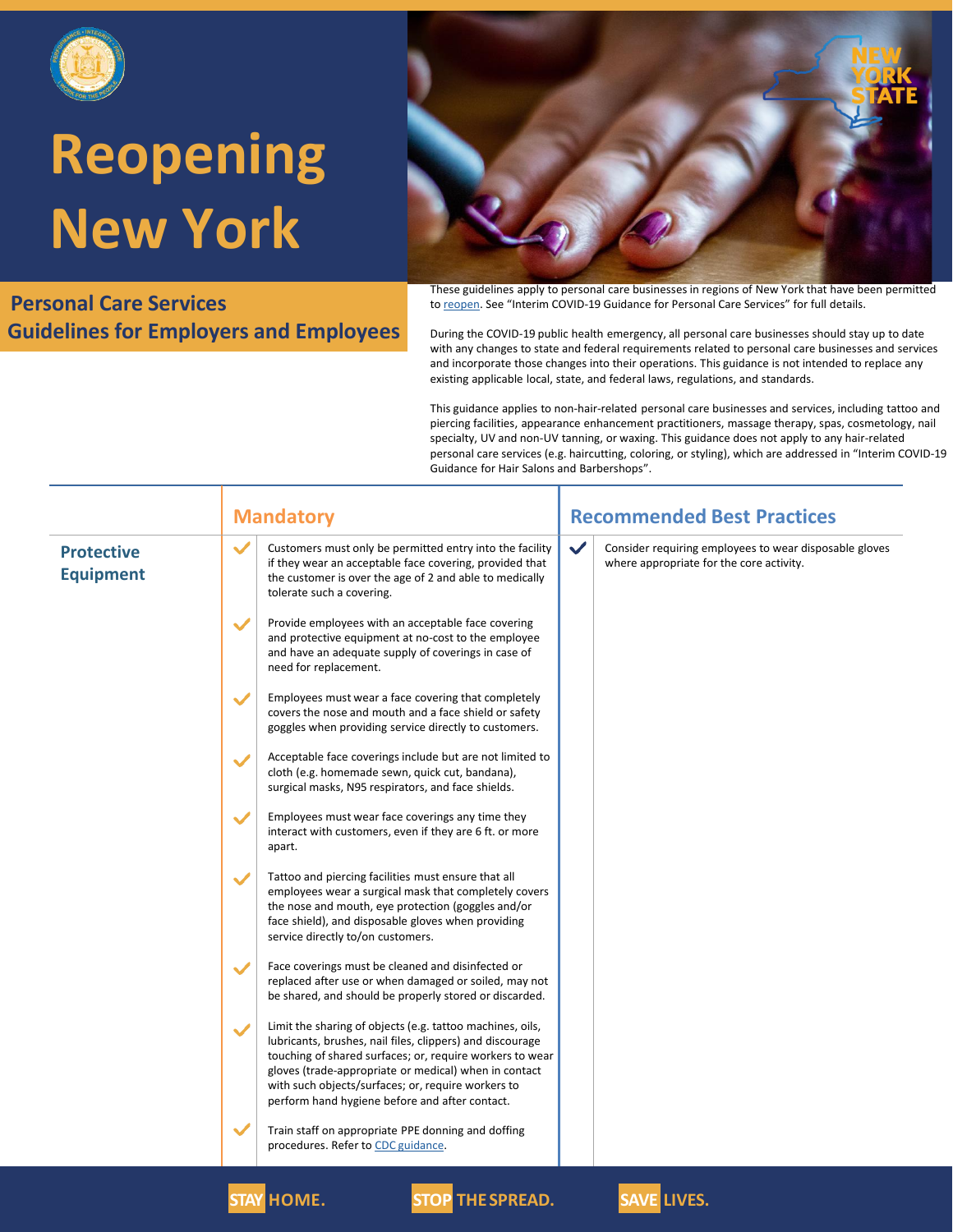# Reopening New York

## Personal Care Services Guidelines for Employers and Employees

These guidelines apply to personal care businesses in regions of New York that have been permitted to reopen. See "Interim COVID-19 Guidance for Personal Care Services" for full details.

During the COVID-19 public health emergency, all personal care businesses should stay up to date with any changes to state and federal requirements related to personal care businesses and services and incorporate those changes into their operations. This guidance is not intended to replace any existing applicable local, state, and federal laws, regulations, and standards.

This guidance applies to non-hair-related personal care businesses and services, including tattoo and piercing facilities, appearance enhancement practitioners, massage therapy, spas, cosmetology, nail specialty, UV and non-UV tanning, or waxing. This guidance does not apply to any hair-related personal care services (e.g. haircutting, coloring, or styling), which are addressed in "Interim COVID-19 Guidance for Hair Salons and Barbershops".

| | Mandatory | Recommended Best Practices |
|---|---|---|
| **Protective Equipment** | ✓ Customers must only be permitted entry into the facility if they wear an acceptable face covering, provided that the customer is over the age of 2 and able to medically tolerate such a covering. | ✓ Consider requiring employees to wear disposable gloves where appropriate for the core activity. |
| | ✓ Provide employees with an acceptable face covering and protective equipment at no-cost to the employee and have an adequate supply of coverings in case of need for replacement. | |
| | ✓ Employees must wear a face covering that completely covers the nose and mouth and a face shield or safety goggles when providing service directly to customers. | |
| | ✓ Acceptable face coverings include but are not limited to cloth (e.g. homemade sewn, quick cut, bandana), surgical masks, N95 respirators, and face shields. | |
| | ✓ Employees must wear face coverings any time they interact with customers, even if they are 6 ft. or more apart. | |
| | ✓ Tattoo and piercing facilities must ensure that all employees wear a surgical mask that completely covers the nose and mouth, eye protection (goggles and/or face shield), and disposable gloves when providing service directly to/on customers. | |
| | ✓ Face coverings must be cleaned and disinfected or replaced after use or when damaged or soiled, may not be shared, and should be properly stored or discarded. | |
| | ✓ Limit the sharing of objects (e.g. tattoo machines, oils, lubricants, brushes, nail files, clippers) and discourage touching of shared surfaces; or, require workers to wear gloves (trade-appropriate or medical) when in contact with such objects/surfaces; or, require workers to perform hand hygiene before and after contact. | |
| | ✓ Train staff on appropriate PPE donning and doffing procedures. Refer to CDC guidance. | |

STAY HOME. STOP THE SPREAD. SAVE LIVES.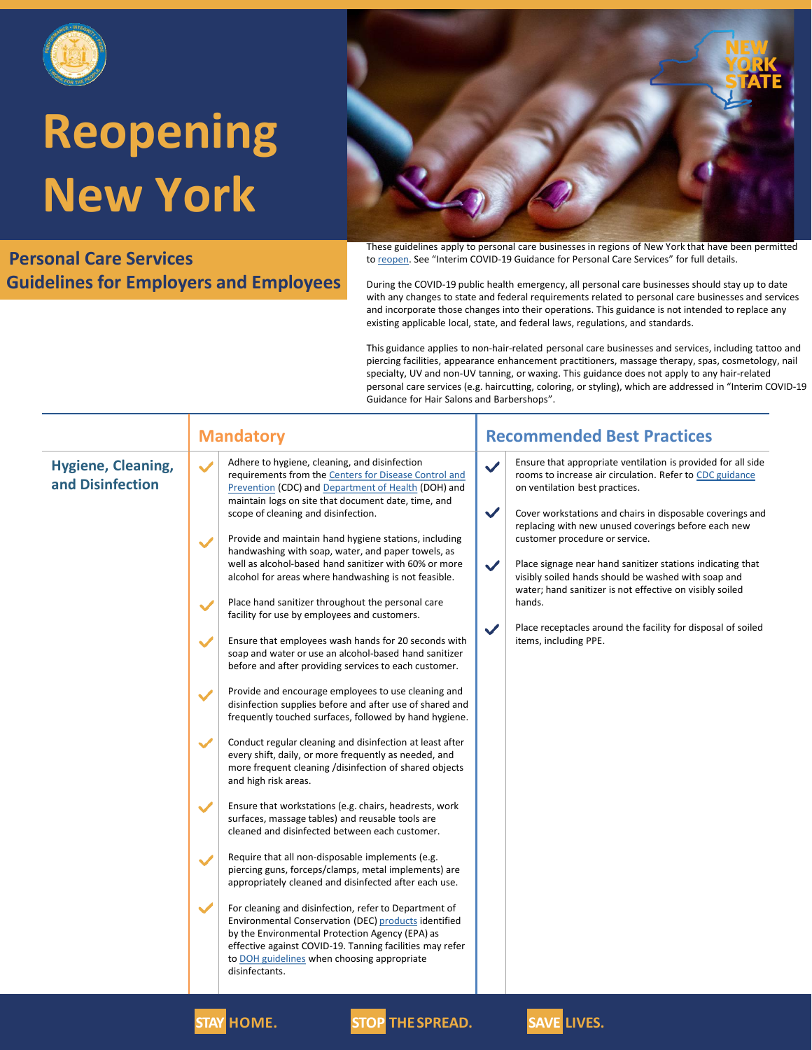# Reopening New York

## Personal Care Services Guidelines for Employers and Employees

These guidelines apply to personal care businesses in regions of New York that have been permitted to reopen. See "Interim COVID-19 Guidance for Personal Care Services" for full details.

During the COVID-19 public health emergency, all personal care businesses should stay up to date with any changes to state and federal requirements related to personal care businesses and services and incorporate those changes into their operations. This guidance is not intended to replace any existing applicable local, state, and federal laws, regulations, and standards.

This guidance applies to non-hair-related personal care businesses and services, including tattoo and piercing facilities, appearance enhancement practitioners, massage therapy, spas, cosmetology, nail specialty, UV and non-UV tanning, or waxing. This guidance does not apply to any hair-related personal care services (e.g. haircutting, coloring, or styling), which are addressed in "Interim COVID-19 Guidance for Hair Salons and Barbershops".

| | Mandatory | Recommended Best Practices |
|---|---|---|
| **Hygiene, Cleaning, and Disinfection** | ✓ Adhere to hygiene, cleaning, and disinfection requirements from the Centers for Disease Control and Prevention (CDC) and Department of Health (DOH) and maintain logs on site that document date, time, and scope of cleaning and disinfection.<br><br>✓ Provide and maintain hand hygiene stations, including handwashing with soap, water, and paper towels, as well as alcohol-based hand sanitizer with 60% or more alcohol for areas where handwashing is not feasible.<br><br>✓ Place hand sanitizer throughout the personal care facility for use by employees and customers.<br><br>✓ Ensure that employees wash hands for 20 seconds with soap and water or use an alcohol-based hand sanitizer before and after providing services to each customer.<br><br>✓ Provide and encourage employees to use cleaning and disinfection supplies before and after use of shared and frequently touched surfaces, followed by hand hygiene.<br><br>✓ Conduct regular cleaning and disinfection at least after every shift, daily, or more frequently as needed, and more frequent cleaning /disinfection of shared objects and high risk areas.<br><br>✓ Ensure that workstations (e.g. chairs, headrests, work surfaces, massage tables) and reusable tools are cleaned and disinfected between each customer.<br><br>✓ Require that all non-disposable implements (e.g. piercing guns, forceps/clamps, metal implements) are appropriately cleaned and disinfected after each use.<br><br>✓ For cleaning and disinfection, refer to Department of Environmental Conservation (DEC) products identified by the Environmental Protection Agency (EPA) as effective against COVID-19. Tanning facilities may refer to DOH guidelines when choosing appropriate disinfectants. | ✓ Ensure that appropriate ventilation is provided for all side rooms to increase air circulation. Refer to CDC guidance on ventilation best practices.<br><br>✓ Cover workstations and chairs in disposable coverings and replacing with new unused coverings before each new customer procedure or service.<br><br>✓ Place signage near hand sanitizer stations indicating that visibly soiled hands should be washed with soap and water; hand sanitizer is not effective on visibly soiled hands.<br><br>✓ Place receptacles around the facility for disposal of soiled items, including PPE. |

STAY HOME. STOP THE SPREAD. SAVE LIVES.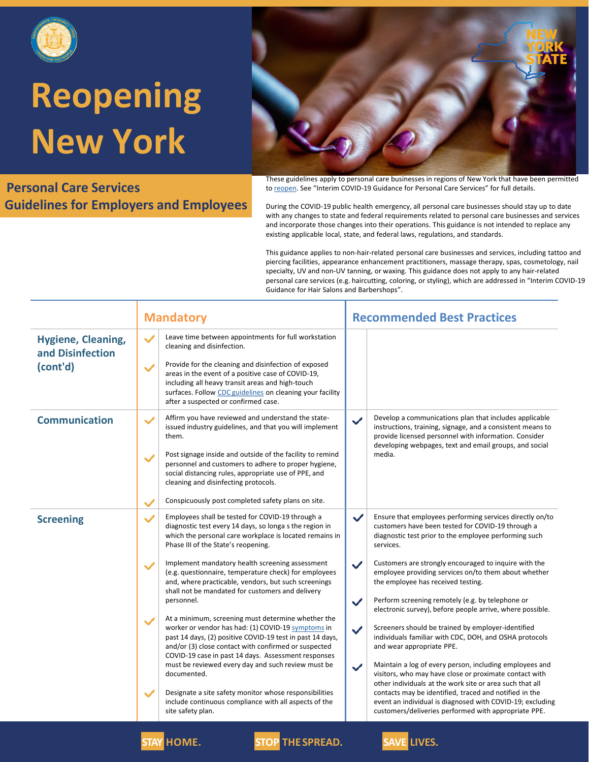# Reopening New York

## Personal Care Services Guidelines for Employers and Employees

These guidelines apply to personal care businesses in regions of New York that have been permitted to reopen. See "Interim COVID-19 Guidance for Personal Care Services" for full details.

During the COVID-19 public health emergency, all personal care businesses should stay up to date with any changes to state and federal requirements related to personal care businesses and services and incorporate those changes into their operations. This guidance is not intended to replace any existing applicable local, state, and federal laws, regulations, and standards.

This guidance applies to non-hair-related personal care businesses and services, including tattoo and piercing facilities, appearance enhancement practitioners, massage therapy, spas, cosmetology, nail specialty, UV and non-UV tanning, or waxing. This guidance does not apply to any hair-related personal care services (e.g. haircutting, coloring, or styling), which are addressed in "Interim COVID-19 Guidance for Hair Salons and Barbershops".

| | Mandatory | Recommended Best Practices |
|---|---|---|
| **Hygiene, Cleaning, and Disinfection (cont'd)** | ✓ Leave time between appointments for full workstation cleaning and disinfection.<br><br>✓ Provide for the cleaning and disinfection of exposed areas in the event of a positive case of COVID-19, including all heavy transit areas and high-touch surfaces. Follow CDC guidelines on cleaning your facility after a suspected or confirmed case. | |
| **Communication** | ✓ Affirm you have reviewed and understand the state-issued industry guidelines, and that you will implement them.<br><br>✓ Post signage inside and outside of the facility to remind personnel and customers to adhere to proper hygiene, social distancing rules, appropriate use of PPE, and cleaning and disinfecting protocols.<br><br>✓ Conspicuously post completed safety plans on site. | ✓ Develop a communications plan that includes applicable instructions, training, signage, and a consistent means to provide licensed personnel with information. Consider developing webpages, text and email groups, and social media. |
| **Screening** | ✓ Employees shall be tested for COVID-19 through a diagnostic test every 14 days, so longa s the region in which the personal care workplace is located remains in Phase III of the State's reopening.<br><br>✓ Implement mandatory health screening assessment (e.g. questionnaire, temperature check) for employees and, where practicable, vendors, but such screenings shall not be mandated for customers and delivery personnel.<br><br>✓ At a minimum, screening must determine whether the worker or vendor has had: (1) COVID-19 symptoms in past 14 days, (2) positive COVID-19 test in past 14 days, and/or (3) close contact with confirmed or suspected COVID-19 case in past 14 days. Assessment responses must be reviewed every day and such review must be documented.<br><br>✓ Designate a site safety monitor whose responsibilities include continuous compliance with all aspects of the site safety plan. | ✓ Ensure that employees performing services directly on/to customers have been tested for COVID-19 through a diagnostic test prior to the employee performing such services.<br><br>✓ Customers are strongly encouraged to inquire with the employee providing services on/to them about whether the employee has received testing.<br><br>✓ Perform screening remotely (e.g. by telephone or electronic survey), before people arrive, where possible.<br><br>✓ Screeners should be trained by employer-identified individuals familiar with CDC, DOH, and OSHA protocols and wear appropriate PPE.<br><br>✓ Maintain a log of every person, including employees and visitors, who may have close or proximate contact with other individuals at the work site or area such that all contacts may be identified, traced and notified in the event an individual is diagnosed with COVID-19; excluding customers/deliveries performed with appropriate PPE. |

STAY HOME. STOP THE SPREAD. SAVE LIVES.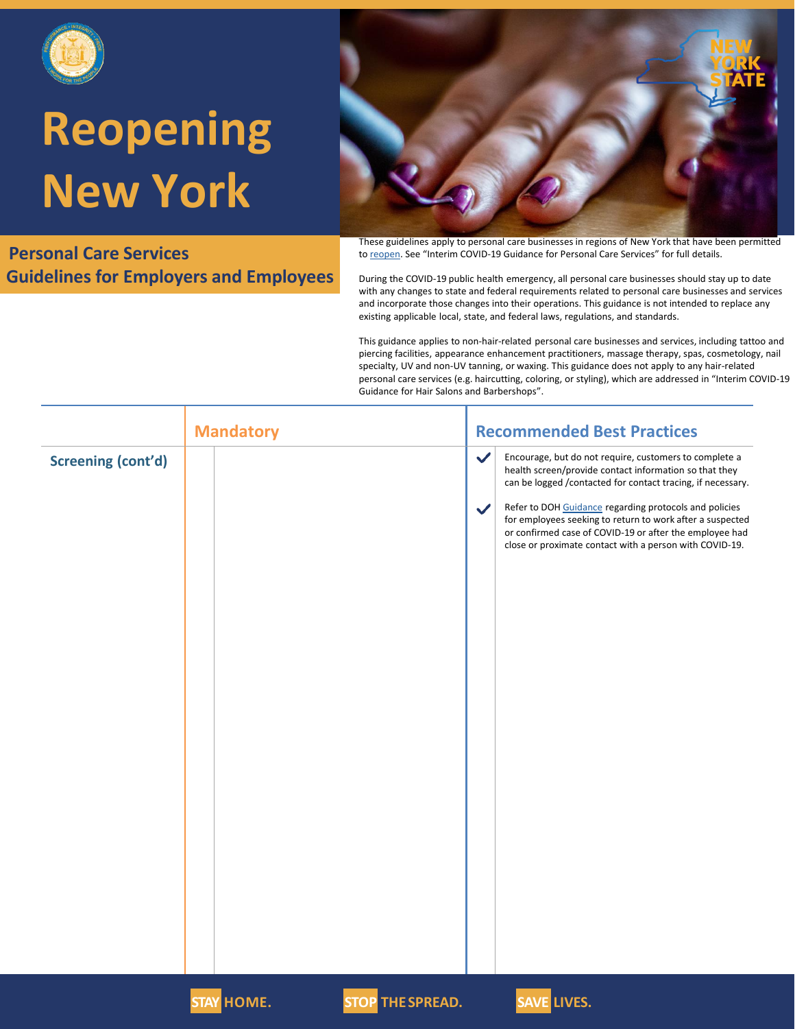# Reopening New York

## Personal Care Services Guidelines for Employers and Employees

These guidelines apply to personal care businesses in regions of New York that have been permitted to reopen. See "Interim COVID-19 Guidance for Personal Care Services" for full details.

During the COVID-19 public health emergency, all personal care businesses should stay up to date with any changes to state and federal requirements related to personal care businesses and services and incorporate those changes into their operations. This guidance is not intended to replace any existing applicable local, state, and federal laws, regulations, and standards.

This guidance applies to non-hair-related personal care businesses and services, including tattoo and piercing facilities, appearance enhancement practitioners, massage therapy, spas, cosmetology, nail specialty, UV and non-UV tanning, or waxing. This guidance does not apply to any hair-related personal care services (e.g. haircutting, coloring, or styling), which are addressed in "Interim COVID-19 Guidance for Hair Salons and Barbershops".

| | Mandatory | Recommended Best Practices |
|---|---|---|
| **Screening (cont'd)** | | ✓ Encourage, but do not require, customers to complete a health screen/provide contact information so that they can be logged /contacted for contact tracing, if necessary.<br><br>✓ Refer to DOH Guidance regarding protocols and policies for employees seeking to return to work after a suspected or confirmed case of COVID-19 or after the employee had close or proximate contact with a person with COVID-19. |

**STAY** HOME. **STOP** THE SPREAD. **SAVE** LIVES.